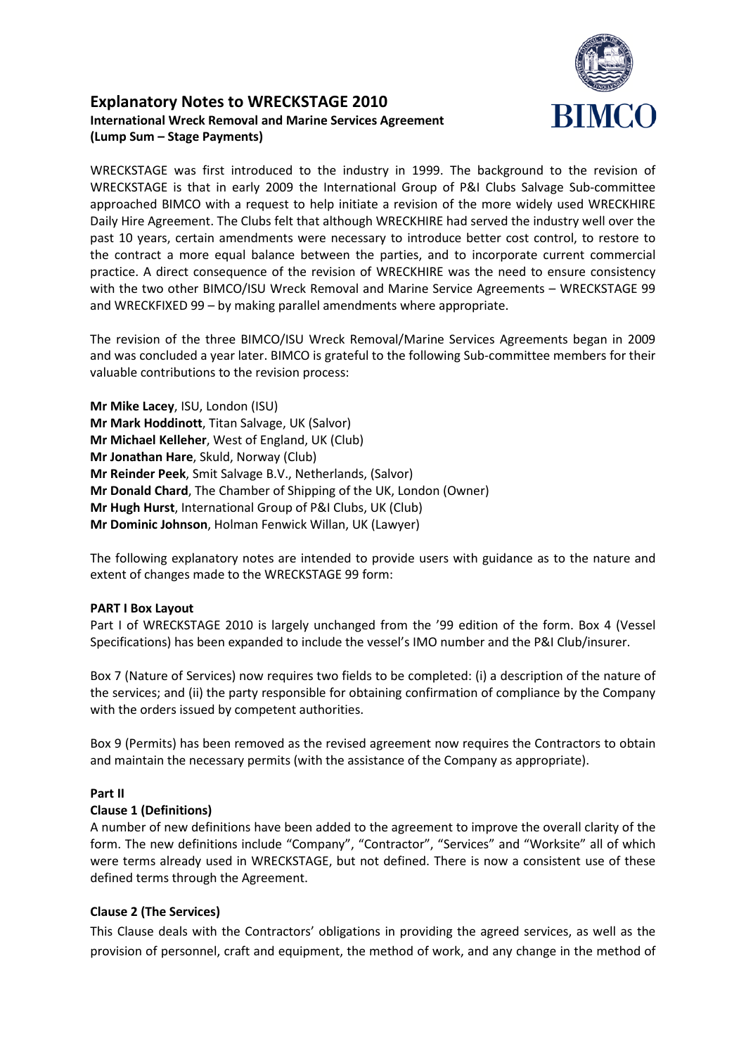# Explanatory Notes to WRECKSTAGE 2010

**International Wreck Removal and Marine Services Agreement (Lump Sum – Stage Payments)**

WRECKSTAGE was first introduced to the industry in 1999. The background to the revision of WRECKSTAGE is that in early 2009 the International Group of P&I Clubs Salvage Sub-committee approached BIMCO with a request to help initiate a revision of the more widely used WRECKHIRE Daily Hire Agreement. The Clubs felt that although WRECKHIRE had served the industry well over the past 10 years, certain amendments were necessary to introduce better cost control, to restore to the contract a more equal balance between the parties, and to incorporate current commercial practice. A direct consequence of the revision of WRECKHIRE was the need to ensure consistency with the two other BIMCO/ISU Wreck Removal and Marine Service Agreements – WRECKSTAGE 99 and WRECKFIXED 99 – by making parallel amendments where appropriate.

The revision of the three BIMCO/ISU Wreck Removal/Marine Services Agreements began in 2009 and was concluded a year later. BIMCO is grateful to the following Sub-committee members for their valuable contributions to the revision process:

**Mr Mike Lacey**, ISU, London (ISU)
**Mr Mark Hoddinott**, Titan Salvage, UK (Salvor)
**Mr Michael Kelleher**, West of England, UK (Club)
**Mr Jonathan Hare**, Skuld, Norway (Club)
**Mr Reinder Peek**, Smit Salvage B.V., Netherlands, (Salvor)
**Mr Donald Chard**, The Chamber of Shipping of the UK, London (Owner)
**Mr Hugh Hurst**, International Group of P&I Clubs, UK (Club)
**Mr Dominic Johnson**, Holman Fenwick Willan, UK (Lawyer)

The following explanatory notes are intended to provide users with guidance as to the nature and extent of changes made to the WRECKSTAGE 99 form:

**PART I Box Layout**

Part I of WRECKSTAGE 2010 is largely unchanged from the '99 edition of the form. Box 4 (Vessel Specifications) has been expanded to include the vessel's IMO number and the P&I Club/insurer.

Box 7 (Nature of Services) now requires two fields to be completed: (i) a description of the nature of the services; and (ii) the party responsible for obtaining confirmation of compliance by the Company with the orders issued by competent authorities.

Box 9 (Permits) has been removed as the revised agreement now requires the Contractors to obtain and maintain the necessary permits (with the assistance of the Company as appropriate).

**Part II**

**Clause 1 (Definitions)**

A number of new definitions have been added to the agreement to improve the overall clarity of the form. The new definitions include "Company", "Contractor", "Services" and "Worksite" all of which were terms already used in WRECKSTAGE, but not defined. There is now a consistent use of these defined terms through the Agreement.

**Clause 2 (The Services)**

This Clause deals with the Contractors' obligations in providing the agreed services, as well as the provision of personnel, craft and equipment, the method of work, and any change in the method of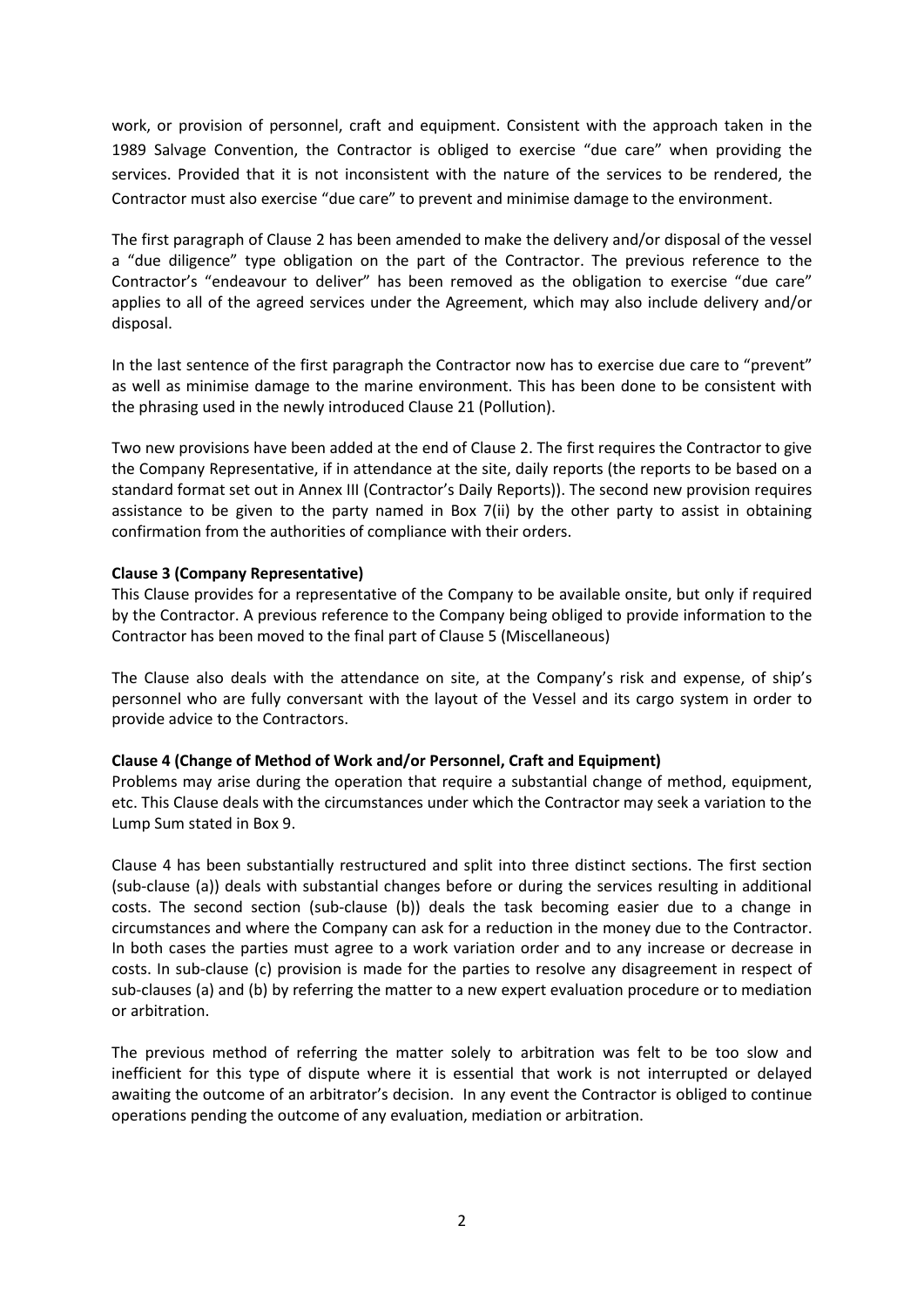work, or provision of personnel, craft and equipment. Consistent with the approach taken in the 1989 Salvage Convention, the Contractor is obliged to exercise "due care" when providing the services. Provided that it is not inconsistent with the nature of the services to be rendered, the Contractor must also exercise "due care" to prevent and minimise damage to the environment.

The first paragraph of Clause 2 has been amended to make the delivery and/or disposal of the vessel a "due diligence" type obligation on the part of the Contractor. The previous reference to the Contractor's "endeavour to deliver" has been removed as the obligation to exercise "due care" applies to all of the agreed services under the Agreement, which may also include delivery and/or disposal.

In the last sentence of the first paragraph the Contractor now has to exercise due care to "prevent" as well as minimise damage to the marine environment. This has been done to be consistent with the phrasing used in the newly introduced Clause 21 (Pollution).

Two new provisions have been added at the end of Clause 2. The first requires the Contractor to give the Company Representative, if in attendance at the site, daily reports (the reports to be based on a standard format set out in Annex III (Contractor's Daily Reports)). The second new provision requires assistance to be given to the party named in Box 7(ii) by the other party to assist in obtaining confirmation from the authorities of compliance with their orders.

**Clause 3 (Company Representative)**

This Clause provides for a representative of the Company to be available onsite, but only if required by the Contractor. A previous reference to the Company being obliged to provide information to the Contractor has been moved to the final part of Clause 5 (Miscellaneous)

The Clause also deals with the attendance on site, at the Company's risk and expense, of ship's personnel who are fully conversant with the layout of the Vessel and its cargo system in order to provide advice to the Contractors.

**Clause 4 (Change of Method of Work and/or Personnel, Craft and Equipment)**

Problems may arise during the operation that require a substantial change of method, equipment, etc. This Clause deals with the circumstances under which the Contractor may seek a variation to the Lump Sum stated in Box 9.

Clause 4 has been substantially restructured and split into three distinct sections. The first section (sub-clause (a)) deals with substantial changes before or during the services resulting in additional costs. The second section (sub-clause (b)) deals the task becoming easier due to a change in circumstances and where the Company can ask for a reduction in the money due to the Contractor. In both cases the parties must agree to a work variation order and to any increase or decrease in costs. In sub-clause (c) provision is made for the parties to resolve any disagreement in respect of sub-clauses (a) and (b) by referring the matter to a new expert evaluation procedure or to mediation or arbitration.

The previous method of referring the matter solely to arbitration was felt to be too slow and inefficient for this type of dispute where it is essential that work is not interrupted or delayed awaiting the outcome of an arbitrator's decision. In any event the Contractor is obliged to continue operations pending the outcome of any evaluation, mediation or arbitration.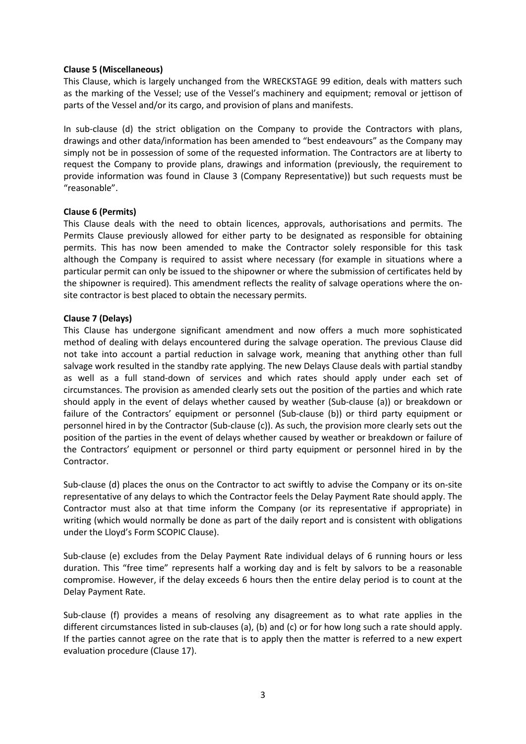**Clause 5 (Miscellaneous)**

This Clause, which is largely unchanged from the WRECKSTAGE 99 edition, deals with matters such as the marking of the Vessel; use of the Vessel's machinery and equipment; removal or jettison of parts of the Vessel and/or its cargo, and provision of plans and manifests.

In sub-clause (d) the strict obligation on the Company to provide the Contractors with plans, drawings and other data/information has been amended to "best endeavours" as the Company may simply not be in possession of some of the requested information. The Contractors are at liberty to request the Company to provide plans, drawings and information (previously, the requirement to provide information was found in Clause 3 (Company Representative)) but such requests must be "reasonable".

**Clause 6 (Permits)**

This Clause deals with the need to obtain licences, approvals, authorisations and permits. The Permits Clause previously allowed for either party to be designated as responsible for obtaining permits. This has now been amended to make the Contractor solely responsible for this task although the Company is required to assist where necessary (for example in situations where a particular permit can only be issued to the shipowner or where the submission of certificates held by the shipowner is required). This amendment reflects the reality of salvage operations where the on-site contractor is best placed to obtain the necessary permits.

**Clause 7 (Delays)**

This Clause has undergone significant amendment and now offers a much more sophisticated method of dealing with delays encountered during the salvage operation. The previous Clause did not take into account a partial reduction in salvage work, meaning that anything other than full salvage work resulted in the standby rate applying. The new Delays Clause deals with partial standby as well as a full stand-down of services and which rates should apply under each set of circumstances. The provision as amended clearly sets out the position of the parties and which rate should apply in the event of delays whether caused by weather (Sub-clause (a)) or breakdown or failure of the Contractors' equipment or personnel (Sub-clause (b)) or third party equipment or personnel hired in by the Contractor (Sub-clause (c)). As such, the provision more clearly sets out the position of the parties in the event of delays whether caused by weather or breakdown or failure of the Contractors' equipment or personnel or third party equipment or personnel hired in by the Contractor.

Sub-clause (d) places the onus on the Contractor to act swiftly to advise the Company or its on-site representative of any delays to which the Contractor feels the Delay Payment Rate should apply. The Contractor must also at that time inform the Company (or its representative if appropriate) in writing (which would normally be done as part of the daily report and is consistent with obligations under the Lloyd's Form SCOPIC Clause).

Sub-clause (e) excludes from the Delay Payment Rate individual delays of 6 running hours or less duration. This "free time" represents half a working day and is felt by salvors to be a reasonable compromise. However, if the delay exceeds 6 hours then the entire delay period is to count at the Delay Payment Rate.

Sub-clause (f) provides a means of resolving any disagreement as to what rate applies in the different circumstances listed in sub-clauses (a), (b) and (c) or for how long such a rate should apply. If the parties cannot agree on the rate that is to apply then the matter is referred to a new expert evaluation procedure (Clause 17).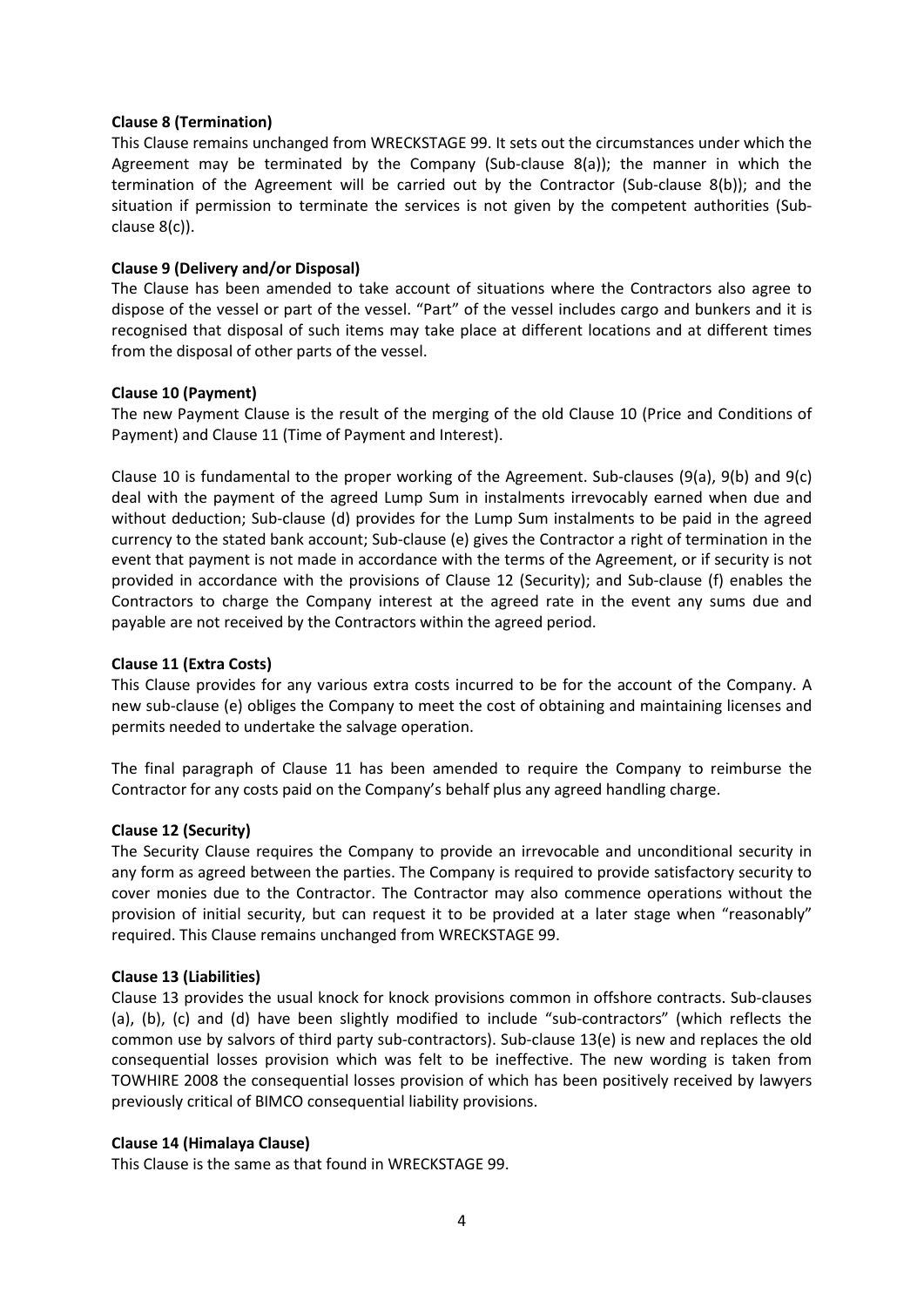**Clause 8 (Termination)**

This Clause remains unchanged from WRECKSTAGE 99. It sets out the circumstances under which the Agreement may be terminated by the Company (Sub-clause 8(a)); the manner in which the termination of the Agreement will be carried out by the Contractor (Sub-clause 8(b)); and the situation if permission to terminate the services is not given by the competent authorities (Sub-clause 8(c)).

**Clause 9 (Delivery and/or Disposal)**

The Clause has been amended to take account of situations where the Contractors also agree to dispose of the vessel or part of the vessel. "Part" of the vessel includes cargo and bunkers and it is recognised that disposal of such items may take place at different locations and at different times from the disposal of other parts of the vessel.

**Clause 10 (Payment)**

The new Payment Clause is the result of the merging of the old Clause 10 (Price and Conditions of Payment) and Clause 11 (Time of Payment and Interest).

Clause 10 is fundamental to the proper working of the Agreement. Sub-clauses (9(a), 9(b) and 9(c) deal with the payment of the agreed Lump Sum in instalments irrevocably earned when due and without deduction; Sub-clause (d) provides for the Lump Sum instalments to be paid in the agreed currency to the stated bank account; Sub-clause (e) gives the Contractor a right of termination in the event that payment is not made in accordance with the terms of the Agreement, or if security is not provided in accordance with the provisions of Clause 12 (Security); and Sub-clause (f) enables the Contractors to charge the Company interest at the agreed rate in the event any sums due and payable are not received by the Contractors within the agreed period.

**Clause 11 (Extra Costs)**

This Clause provides for any various extra costs incurred to be for the account of the Company. A new sub-clause (e) obliges the Company to meet the cost of obtaining and maintaining licenses and permits needed to undertake the salvage operation.

The final paragraph of Clause 11 has been amended to require the Company to reimburse the Contractor for any costs paid on the Company's behalf plus any agreed handling charge.

**Clause 12 (Security)**

The Security Clause requires the Company to provide an irrevocable and unconditional security in any form as agreed between the parties. The Company is required to provide satisfactory security to cover monies due to the Contractor. The Contractor may also commence operations without the provision of initial security, but can request it to be provided at a later stage when "reasonably" required. This Clause remains unchanged from WRECKSTAGE 99.

**Clause 13 (Liabilities)**

Clause 13 provides the usual knock for knock provisions common in offshore contracts. Sub-clauses (a), (b), (c) and (d) have been slightly modified to include "sub-contractors" (which reflects the common use by salvors of third party sub-contractors). Sub-clause 13(e) is new and replaces the old consequential losses provision which was felt to be ineffective. The new wording is taken from TOWHIRE 2008 the consequential losses provision of which has been positively received by lawyers previously critical of BIMCO consequential liability provisions.

**Clause 14 (Himalaya Clause)**

This Clause is the same as that found in WRECKSTAGE 99.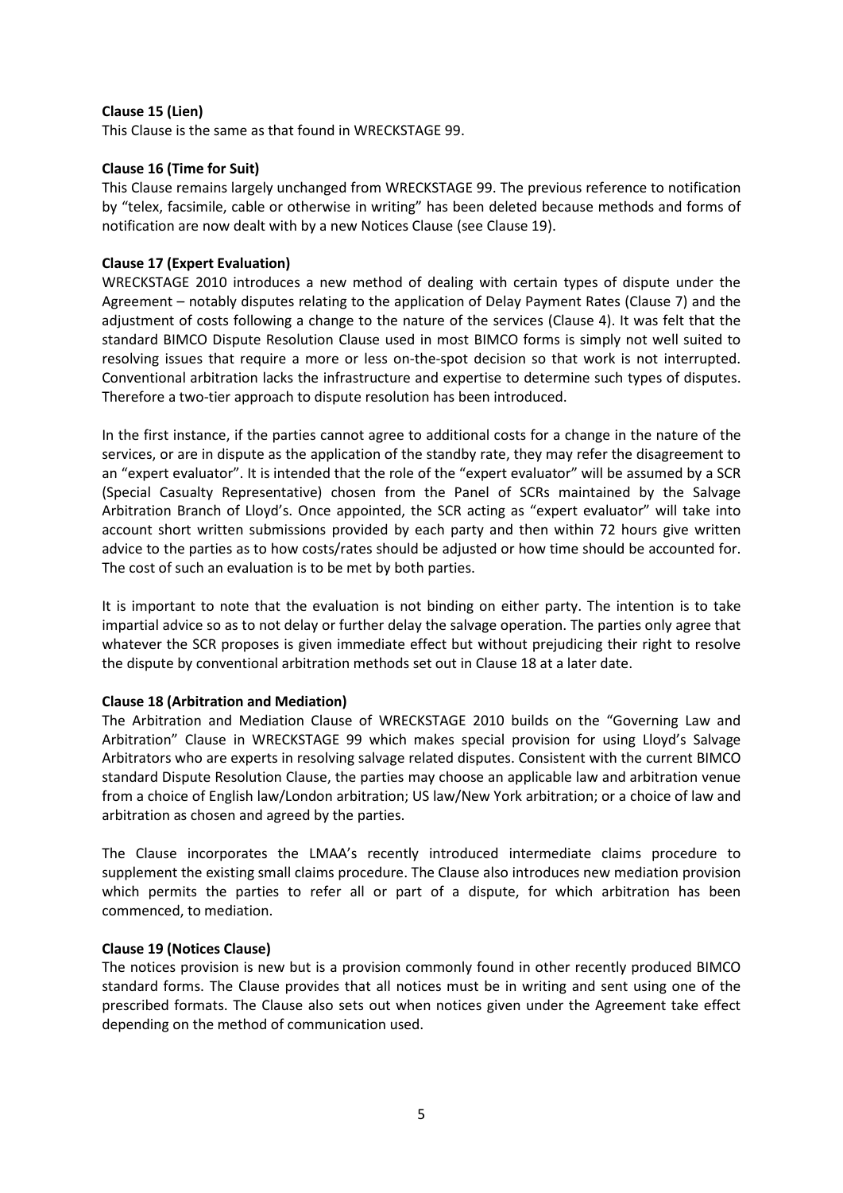**Clause 15 (Lien)**
This Clause is the same as that found in WRECKSTAGE 99.

**Clause 16 (Time for Suit)**
This Clause remains largely unchanged from WRECKSTAGE 99. The previous reference to notification by "telex, facsimile, cable or otherwise in writing" has been deleted because methods and forms of notification are now dealt with by a new Notices Clause (see Clause 19).

**Clause 17 (Expert Evaluation)**
WRECKSTAGE 2010 introduces a new method of dealing with certain types of dispute under the Agreement – notably disputes relating to the application of Delay Payment Rates (Clause 7) and the adjustment of costs following a change to the nature of the services (Clause 4). It was felt that the standard BIMCO Dispute Resolution Clause used in most BIMCO forms is simply not well suited to resolving issues that require a more or less on-the-spot decision so that work is not interrupted. Conventional arbitration lacks the infrastructure and expertise to determine such types of disputes. Therefore a two-tier approach to dispute resolution has been introduced.

In the first instance, if the parties cannot agree to additional costs for a change in the nature of the services, or are in dispute as the application of the standby rate, they may refer the disagreement to an "expert evaluator". It is intended that the role of the "expert evaluator" will be assumed by a SCR (Special Casualty Representative) chosen from the Panel of SCRs maintained by the Salvage Arbitration Branch of Lloyd's. Once appointed, the SCR acting as "expert evaluator" will take into account short written submissions provided by each party and then within 72 hours give written advice to the parties as to how costs/rates should be adjusted or how time should be accounted for. The cost of such an evaluation is to be met by both parties.

It is important to note that the evaluation is not binding on either party. The intention is to take impartial advice so as to not delay or further delay the salvage operation. The parties only agree that whatever the SCR proposes is given immediate effect but without prejudicing their right to resolve the dispute by conventional arbitration methods set out in Clause 18 at a later date.

**Clause 18 (Arbitration and Mediation)**
The Arbitration and Mediation Clause of WRECKSTAGE 2010 builds on the "Governing Law and Arbitration" Clause in WRECKSTAGE 99 which makes special provision for using Lloyd's Salvage Arbitrators who are experts in resolving salvage related disputes. Consistent with the current BIMCO standard Dispute Resolution Clause, the parties may choose an applicable law and arbitration venue from a choice of English law/London arbitration; US law/New York arbitration; or a choice of law and arbitration as chosen and agreed by the parties.

The Clause incorporates the LMAA's recently introduced intermediate claims procedure to supplement the existing small claims procedure. The Clause also introduces new mediation provision which permits the parties to refer all or part of a dispute, for which arbitration has been commenced, to mediation.

**Clause 19 (Notices Clause)**
The notices provision is new but is a provision commonly found in other recently produced BIMCO standard forms. The Clause provides that all notices must be in writing and sent using one of the prescribed formats. The Clause also sets out when notices given under the Agreement take effect depending on the method of communication used.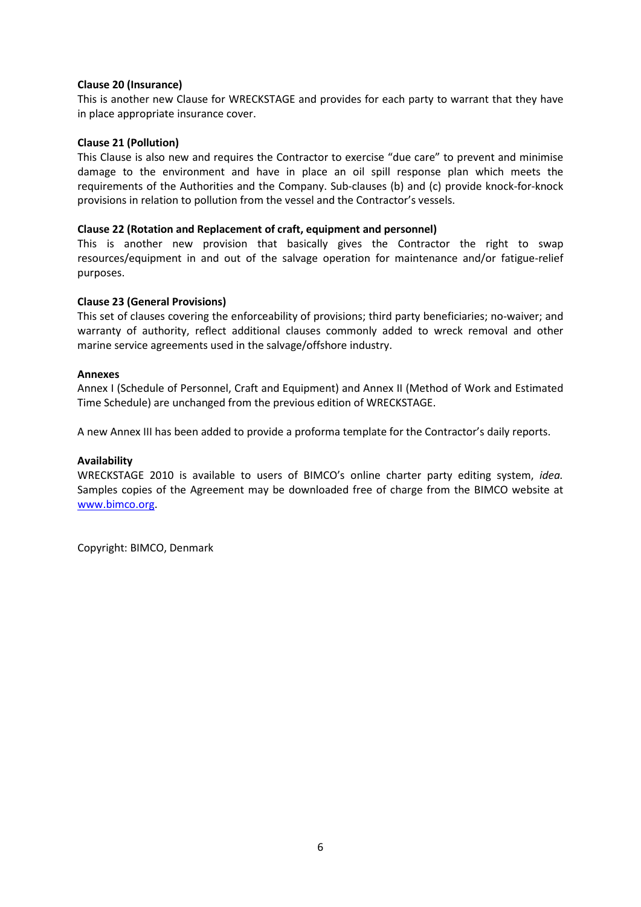**Clause 20 (Insurance)**
This is another new Clause for WRECKSTAGE and provides for each party to warrant that they have in place appropriate insurance cover.

**Clause 21 (Pollution)**
This Clause is also new and requires the Contractor to exercise "due care" to prevent and minimise damage to the environment and have in place an oil spill response plan which meets the requirements of the Authorities and the Company. Sub-clauses (b) and (c) provide knock-for-knock provisions in relation to pollution from the vessel and the Contractor's vessels.

**Clause 22 (Rotation and Replacement of craft, equipment and personnel)**
This is another new provision that basically gives the Contractor the right to swap resources/equipment in and out of the salvage operation for maintenance and/or fatigue-relief purposes.

**Clause 23 (General Provisions)**
This set of clauses covering the enforceability of provisions; third party beneficiaries; no-waiver; and warranty of authority, reflect additional clauses commonly added to wreck removal and other marine service agreements used in the salvage/offshore industry.

**Annexes**
Annex I (Schedule of Personnel, Craft and Equipment) and Annex II (Method of Work and Estimated Time Schedule) are unchanged from the previous edition of WRECKSTAGE.

A new Annex III has been added to provide a proforma template for the Contractor's daily reports.

**Availability**
WRECKSTAGE 2010 is available to users of BIMCO's online charter party editing system, *idea.* Samples copies of the Agreement may be downloaded free of charge from the BIMCO website at [www.bimco.org](http://www.bimco.org).

Copyright: BIMCO, Denmark